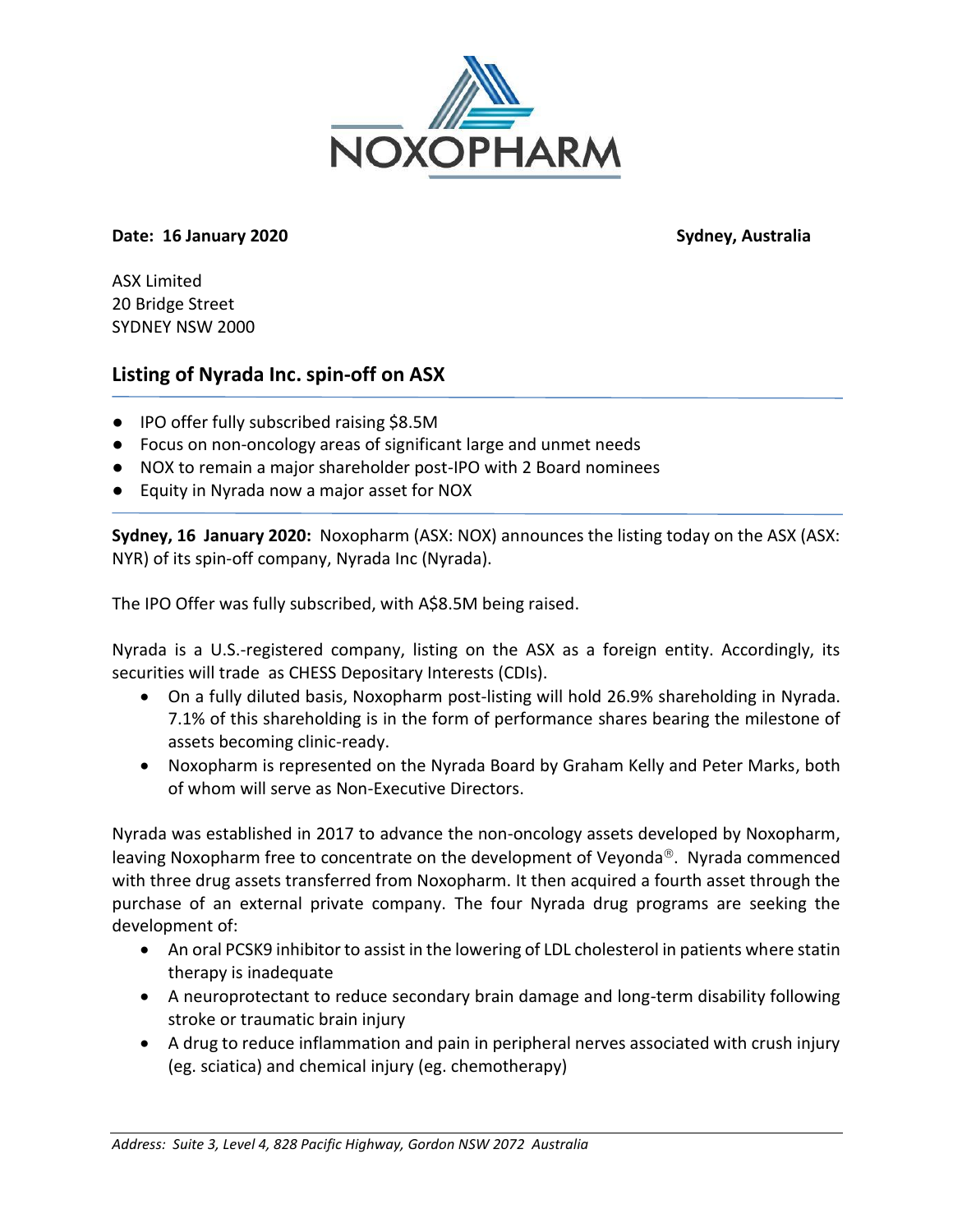NOXOPHARM

**Date: 16 January 2020** **Sydney, Australia**

ASX Limited
20 Bridge Street
SYDNEY NSW 2000

## Listing of Nyrada Inc. spin-off on ASX

- IPO offer fully subscribed raising $8.5M
- Focus on non-oncology areas of significant large and unmet needs
- NOX to remain a major shareholder post-IPO with 2 Board nominees
- Equity in Nyrada now a major asset for NOX

**Sydney, 16 January 2020:** Noxopharm (ASX: NOX) announces the listing today on the ASX (ASX: NYR) of its spin-off company, Nyrada Inc (Nyrada).

The IPO Offer was fully subscribed, with A$8.5M being raised.

Nyrada is a U.S.-registered company, listing on the ASX as a foreign entity. Accordingly, its securities will trade as CHESS Depositary Interests (CDIs).

- On a fully diluted basis, Noxopharm post-listing will hold 26.9% shareholding in Nyrada. 7.1% of this shareholding is in the form of performance shares bearing the milestone of assets becoming clinic-ready.
- Noxopharm is represented on the Nyrada Board by Graham Kelly and Peter Marks, both of whom will serve as Non-Executive Directors.

Nyrada was established in 2017 to advance the non-oncology assets developed by Noxopharm, leaving Noxopharm free to concentrate on the development of Veyonda®. Nyrada commenced with three drug assets transferred from Noxopharm. It then acquired a fourth asset through the purchase of an external private company. The four Nyrada drug programs are seeking the development of:

- An oral PCSK9 inhibitor to assist in the lowering of LDL cholesterol in patients where statin therapy is inadequate
- A neuroprotectant to reduce secondary brain damage and long-term disability following stroke or traumatic brain injury
- A drug to reduce inflammation and pain in peripheral nerves associated with crush injury (eg. sciatica) and chemical injury (eg. chemotherapy)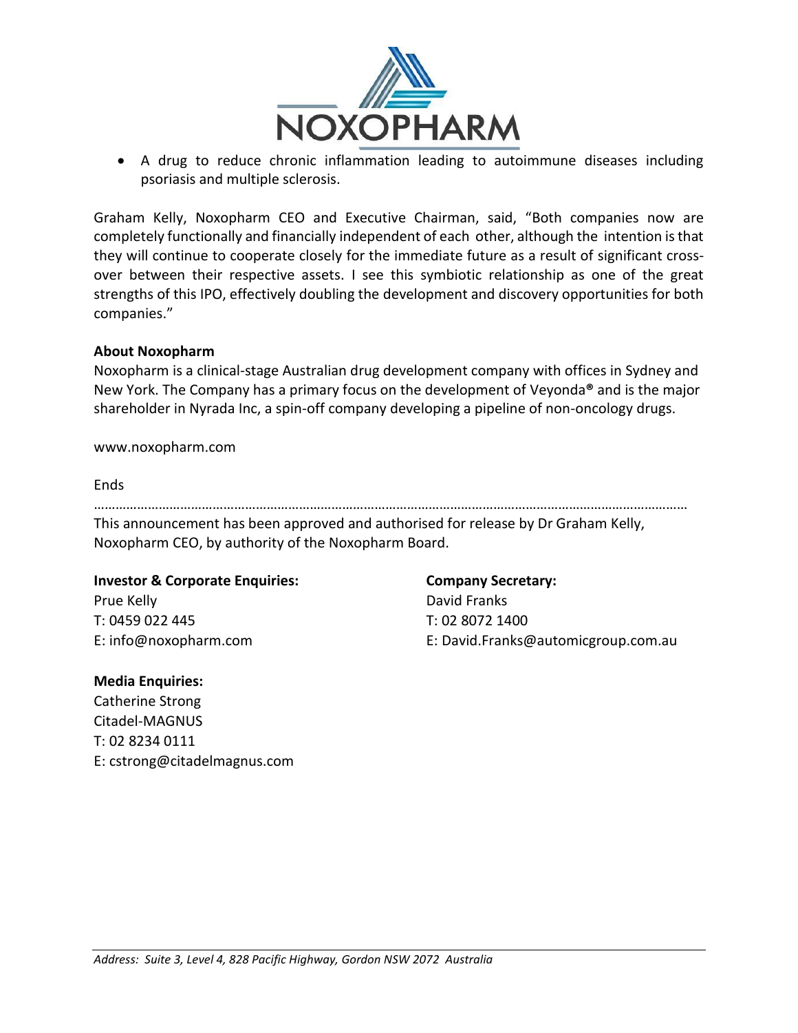- A drug to reduce chronic inflammation leading to autoimmune diseases including psoriasis and multiple sclerosis.

Graham Kelly, Noxopharm CEO and Executive Chairman, said, "Both companies now are completely functionally and financially independent of each other, although the intention is that they will continue to cooperate closely for the immediate future as a result of significant cross-over between their respective assets. I see this symbiotic relationship as one of the great strengths of this IPO, effectively doubling the development and discovery opportunities for both companies."

**About Noxopharm**
Noxopharm is a clinical-stage Australian drug development company with offices in Sydney and New York. The Company has a primary focus on the development of Veyonda® and is the major shareholder in Nyrada Inc, a spin-off company developing a pipeline of non-oncology drugs.

www.noxopharm.com

Ends

………………………………………………………………………………………………………………………………………………

This announcement has been approved and authorised for release by Dr Graham Kelly, Noxopharm CEO, by authority of the Noxopharm Board.

**Investor & Corporate Enquiries:**
Prue Kelly
T: 0459 022 445
E: info@noxopharm.com

**Company Secretary:**
David Franks
T: 02 8072 1400
E: David.Franks@automicgroup.com.au

**Media Enquiries:**
Catherine Strong
Citadel-MAGNUS
T: 02 8234 0111
E: cstrong@citadelmagnus.com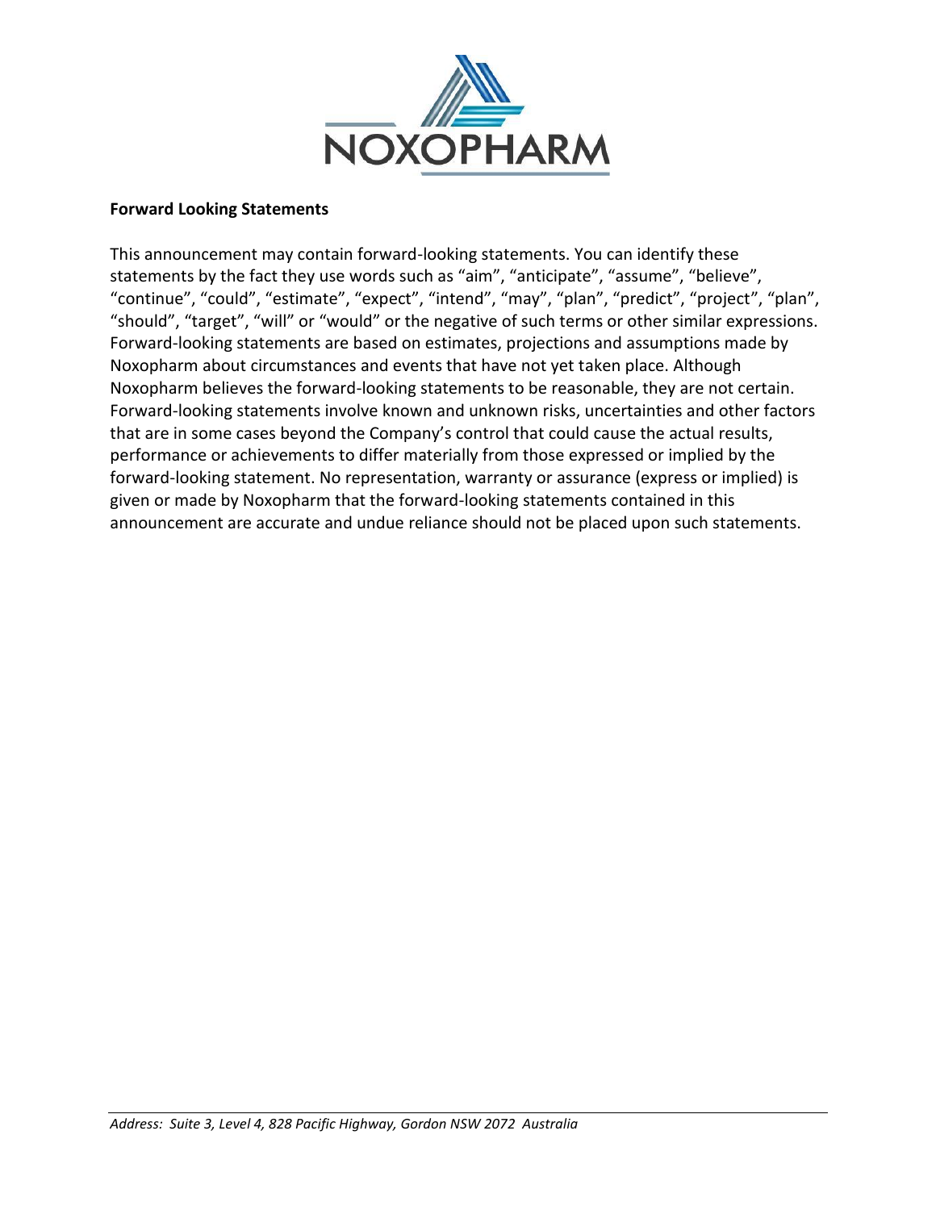**Forward Looking Statements**

This announcement may contain forward-looking statements. You can identify these statements by the fact they use words such as "aim", "anticipate", "assume", "believe", "continue", "could", "estimate", "expect", "intend", "may", "plan", "predict", "project", "plan", "should", "target", "will" or "would" or the negative of such terms or other similar expressions. Forward-looking statements are based on estimates, projections and assumptions made by Noxopharm about circumstances and events that have not yet taken place. Although Noxopharm believes the forward-looking statements to be reasonable, they are not certain. Forward-looking statements involve known and unknown risks, uncertainties and other factors that are in some cases beyond the Company's control that could cause the actual results, performance or achievements to differ materially from those expressed or implied by the forward-looking statement. No representation, warranty or assurance (express or implied) is given or made by Noxopharm that the forward-looking statements contained in this announcement are accurate and undue reliance should not be placed upon such statements.